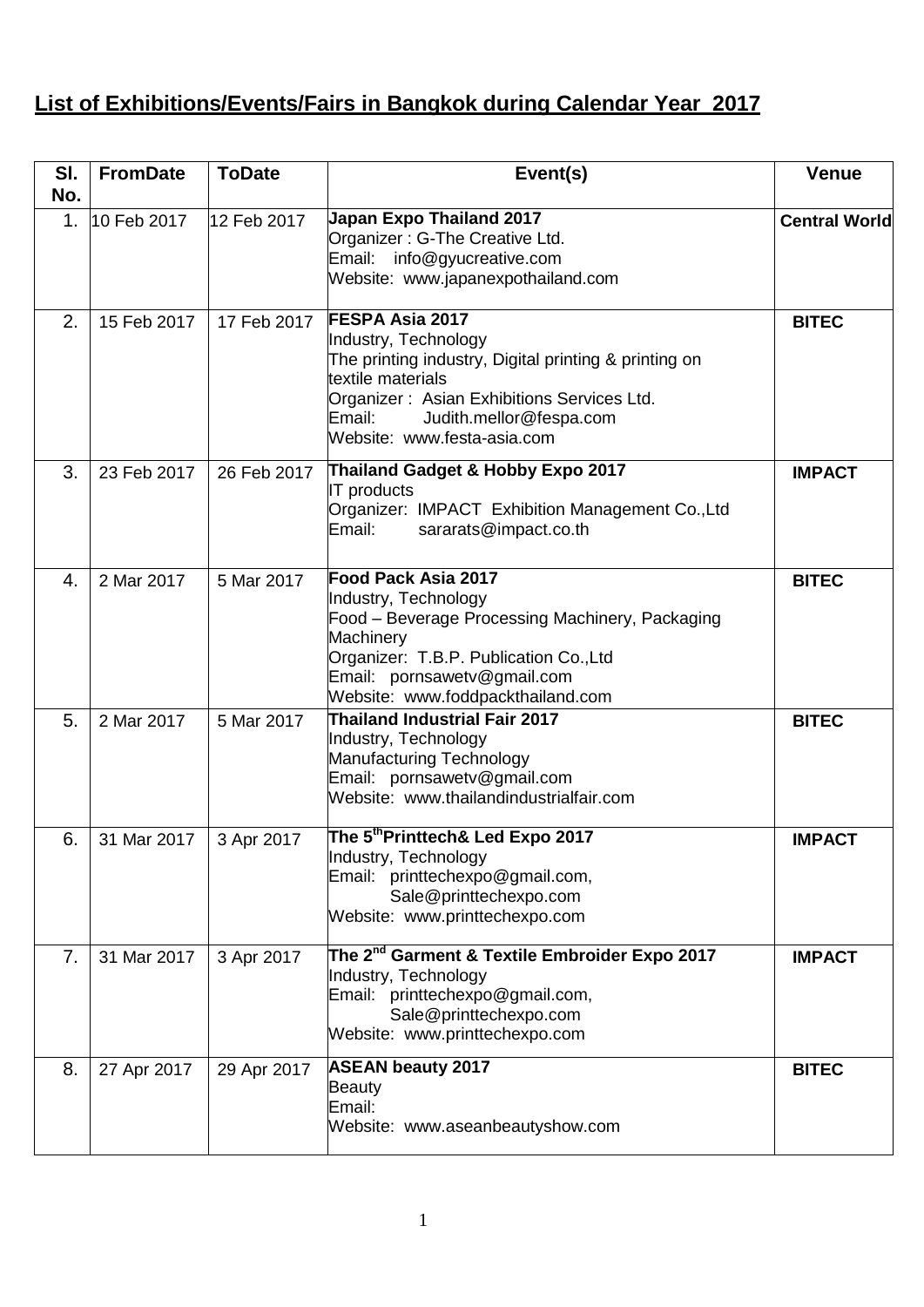## **List of Exhibitions/Events/Fairs in Bangkok during Calendar Year 2017**

| Sl. No. | FromDate | ToDate | Event(s) | Venue |
|---|---|---|---|---|
| 1. | 10 Feb 2017 | 12 Feb 2017 | **Japan Expo Thailand 2017**<br>Organizer : G-The Creative Ltd.<br>Email: info@gyucreative.com<br>Website: www.japanexpothailand.com | **Central World** |
| 2. | 15 Feb 2017 | 17 Feb 2017 | **FESPA Asia 2017**<br>Industry, Technology<br>The printing industry, Digital printing & printing on textile materials<br>Organizer : Asian Exhibitions Services Ltd.<br>Email: Judith.mellor@fespa.com<br>Website: www.festa-asia.com | **BITEC** |
| 3. | 23 Feb 2017 | 26 Feb 2017 | **Thailand Gadget & Hobby Expo 2017**<br>IT products<br>Organizer: IMPACT Exhibition Management Co.,Ltd<br>Email: sararats@impact.co.th | **IMPACT** |
| 4. | 2 Mar 2017 | 5 Mar 2017 | **Food Pack Asia 2017**<br>Industry, Technology<br>Food – Beverage Processing Machinery, Packaging Machinery<br>Organizer: T.B.P. Publication Co.,Ltd<br>Email: pornsawetv@gmail.com<br>Website: www.foddpackthailand.com | **BITEC** |
| 5. | 2 Mar 2017 | 5 Mar 2017 | **Thailand Industrial Fair 2017**<br>Industry, Technology<br>Manufacturing Technology<br>Email: pornsawetv@gmail.com<br>Website: www.thailandindustrialfair.com | **BITEC** |
| 6. | 31 Mar 2017 | 3 Apr 2017 | **The 5th Printtech& Led Expo 2017**<br>Industry, Technology<br>Email: printtechexpo@gmail.com, Sale@printtechexpo.com<br>Website: www.printtechexpo.com | **IMPACT** |
| 7. | 31 Mar 2017 | 3 Apr 2017 | **The 2nd Garment & Textile Embroider Expo 2017**<br>Industry, Technology<br>Email: printtechexpo@gmail.com, Sale@printtechexpo.com<br>Website: www.printtechexpo.com | **IMPACT** |
| 8. | 27 Apr 2017 | 29 Apr 2017 | **ASEAN beauty 2017**<br>Beauty<br>Email:<br>Website: www.aseanbeautyshow.com | **BITEC** |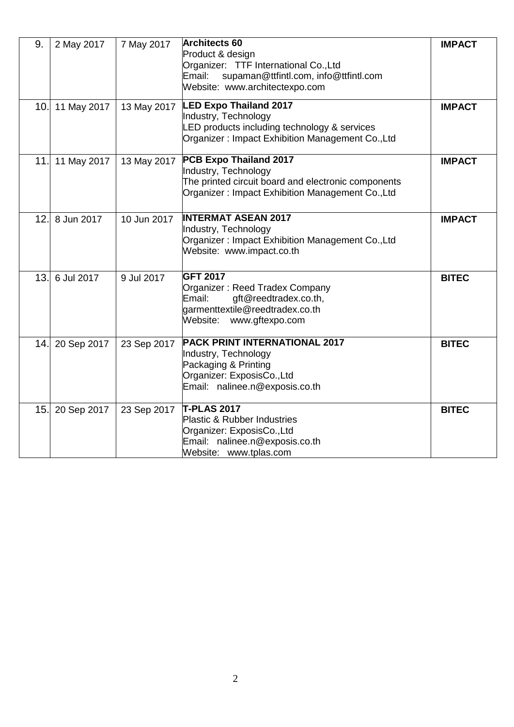| | | | | |
|---|---|---|---|---|
| 9. | 2 May 2017 | 7 May 2017 | **Architects 60**<br>Product & design<br>Organizer: TTF International Co.,Ltd<br>Email: supaman@ttfintl.com, info@ttfintl.com<br>Website: www.architectexpo.com | **IMPACT** |
| 10. | 11 May 2017 | 13 May 2017 | **LED Expo Thailand 2017**<br>Industry, Technology<br>LED products including technology & services<br>Organizer : Impact Exhibition Management Co.,Ltd | **IMPACT** |
| 11. | 11 May 2017 | 13 May 2017 | **PCB Expo Thailand 2017**<br>Industry, Technology<br>The printed circuit board and electronic components<br>Organizer : Impact Exhibition Management Co.,Ltd | **IMPACT** |
| 12. | 8 Jun 2017 | 10 Jun 2017 | **INTERMAT ASEAN 2017**<br>Industry, Technology<br>Organizer : Impact Exhibition Management Co.,Ltd<br>Website: www.impact.co.th | **IMPACT** |
| 13. | 6 Jul 2017 | 9 Jul 2017 | **GFT 2017**<br>Organizer : Reed Tradex Company<br>Email: gft@reedtradex.co.th, garmenttextile@reedtradex.co.th<br>Website: www.gftexpo.com | **BITEC** |
| 14. | 20 Sep 2017 | 23 Sep 2017 | **PACK PRINT INTERNATIONAL 2017**<br>Industry, Technology<br>Packaging & Printing<br>Organizer: ExposisCo.,Ltd<br>Email: nalinee.n@exposis.co.th | **BITEC** |
| 15. | 20 Sep 2017 | 23 Sep 2017 | **T-PLAS 2017**<br>Plastic & Rubber Industries<br>Organizer: ExposisCo.,Ltd<br>Email: nalinee.n@exposis.co.th<br>Website: www.tplas.com | **BITEC** |